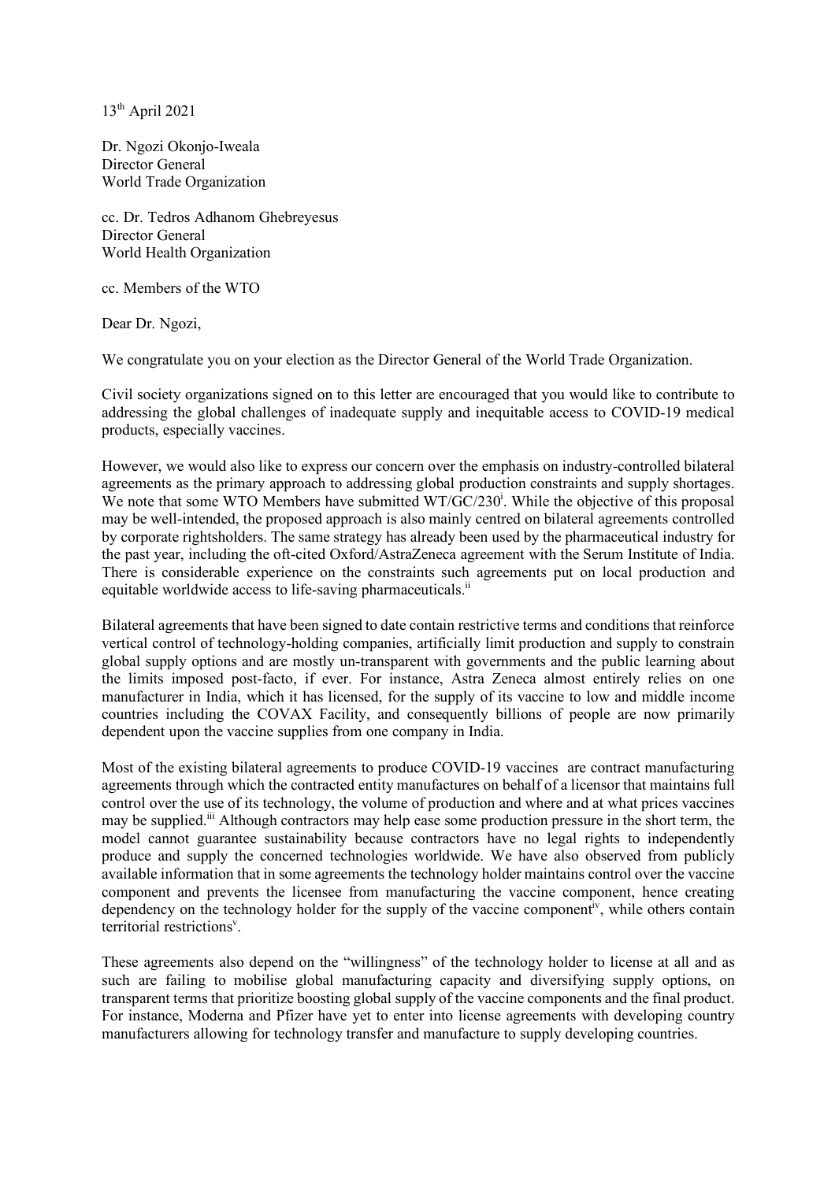13th April 2021

Dr. Ngozi Okonjo-Iweala
Director General
World Trade Organization

cc. Dr. Tedros Adhanom Ghebreyesus
Director General
World Health Organization

cc. Members of the WTO

Dear Dr. Ngozi,

We congratulate you on your election as the Director General of the World Trade Organization.

Civil society organizations signed on to this letter are encouraged that you would like to contribute to addressing the global challenges of inadequate supply and inequitable access to COVID-19 medical products, especially vaccines.

However, we would also like to express our concern over the emphasis on industry-controlled bilateral agreements as the primary approach to addressing global production constraints and supply shortages. We note that some WTO Members have submitted WT/GC/230[i]. While the objective of this proposal may be well-intended, the proposed approach is also mainly centred on bilateral agreements controlled by corporate rightsholders. The same strategy has already been used by the pharmaceutical industry for the past year, including the oft-cited Oxford/AstraZeneca agreement with the Serum Institute of India. There is considerable experience on the constraints such agreements put on local production and equitable worldwide access to life-saving pharmaceuticals.[ii]

Bilateral agreements that have been signed to date contain restrictive terms and conditions that reinforce vertical control of technology-holding companies, artificially limit production and supply to constrain global supply options and are mostly un-transparent with governments and the public learning about the limits imposed post-facto, if ever. For instance, Astra Zeneca almost entirely relies on one manufacturer in India, which it has licensed, for the supply of its vaccine to low and middle income countries including the COVAX Facility, and consequently billions of people are now primarily dependent upon the vaccine supplies from one company in India.

Most of the existing bilateral agreements to produce COVID-19 vaccines are contract manufacturing agreements through which the contracted entity manufactures on behalf of a licensor that maintains full control over the use of its technology, the volume of production and where and at what prices vaccines may be supplied.[iii] Although contractors may help ease some production pressure in the short term, the model cannot guarantee sustainability because contractors have no legal rights to independently produce and supply the concerned technologies worldwide. We have also observed from publicly available information that in some agreements the technology holder maintains control over the vaccine component and prevents the licensee from manufacturing the vaccine component, hence creating dependency on the technology holder for the supply of the vaccine component[iv], while others contain territorial restrictions[v].

These agreements also depend on the "willingness" of the technology holder to license at all and as such are failing to mobilise global manufacturing capacity and diversifying supply options, on transparent terms that prioritize boosting global supply of the vaccine components and the final product. For instance, Moderna and Pfizer have yet to enter into license agreements with developing country manufacturers allowing for technology transfer and manufacture to supply developing countries.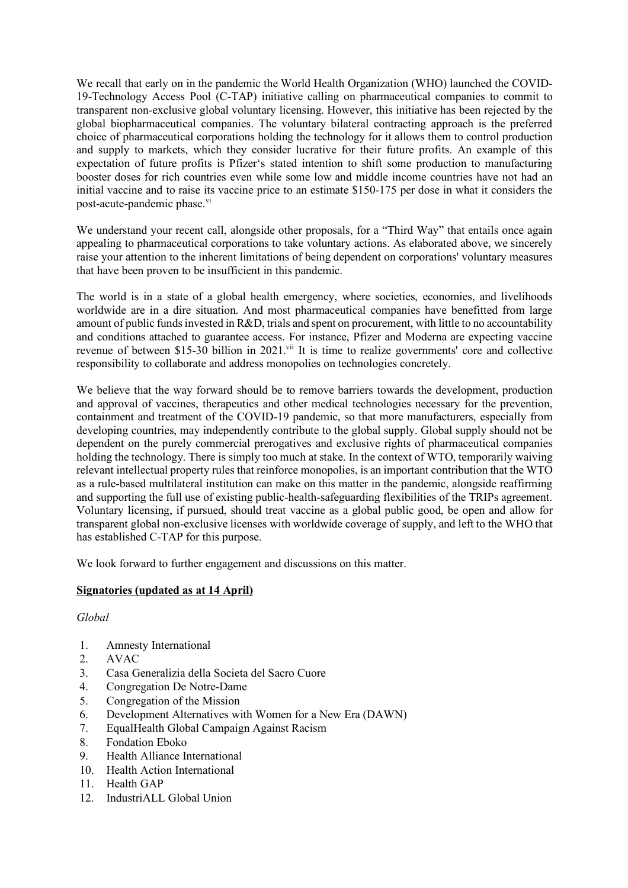We recall that early on in the pandemic the World Health Organization (WHO) launched the COVID-19-Technology Access Pool (C-TAP) initiative calling on pharmaceutical companies to commit to transparent non-exclusive global voluntary licensing. However, this initiative has been rejected by the global biopharmaceutical companies. The voluntary bilateral contracting approach is the preferred choice of pharmaceutical corporations holding the technology for it allows them to control production and supply to markets, which they consider lucrative for their future profits. An example of this expectation of future profits is Pfizer's stated intention to shift some production to manufacturing booster doses for rich countries even while some low and middle income countries have not had an initial vaccine and to raise its vaccine price to an estimate $150-175 per dose in what it considers the post-acute-pandemic phase.[vi]

We understand your recent call, alongside other proposals, for a "Third Way" that entails once again appealing to pharmaceutical corporations to take voluntary actions. As elaborated above, we sincerely raise your attention to the inherent limitations of being dependent on corporations' voluntary measures that have been proven to be insufficient in this pandemic.

The world is in a state of a global health emergency, where societies, economies, and livelihoods worldwide are in a dire situation. And most pharmaceutical companies have benefitted from large amount of public funds invested in R&D, trials and spent on procurement, with little to no accountability and conditions attached to guarantee access. For instance, Pfizer and Moderna are expecting vaccine revenue of between $15-30 billion in 2021.[vii] It is time to realize governments' core and collective responsibility to collaborate and address monopolies on technologies concretely.

We believe that the way forward should be to remove barriers towards the development, production and approval of vaccines, therapeutics and other medical technologies necessary for the prevention, containment and treatment of the COVID-19 pandemic, so that more manufacturers, especially from developing countries, may independently contribute to the global supply. Global supply should not be dependent on the purely commercial prerogatives and exclusive rights of pharmaceutical companies holding the technology. There is simply too much at stake. In the context of WTO, temporarily waiving relevant intellectual property rules that reinforce monopolies, is an important contribution that the WTO as a rule-based multilateral institution can make on this matter in the pandemic, alongside reaffirming and supporting the full use of existing public-health-safeguarding flexibilities of the TRIPs agreement. Voluntary licensing, if pursued, should treat vaccine as a global public good, be open and allow for transparent global non-exclusive licenses with worldwide coverage of supply, and left to the WHO that has established C-TAP for this purpose.

We look forward to further engagement and discussions on this matter.

**<u>Signatories (updated as at 14 April)</u>**

*Global*

1. Amnesty International
2. AVAC
3. Casa Generalizia della Societa del Sacro Cuore
4. Congregation De Notre-Dame
5. Congregation of the Mission
6. Development Alternatives with Women for a New Era (DAWN)
7. EqualHealth Global Campaign Against Racism
8. Fondation Eboko
9. Health Alliance International
10. Health Action International
11. Health GAP
12. IndustriALL Global Union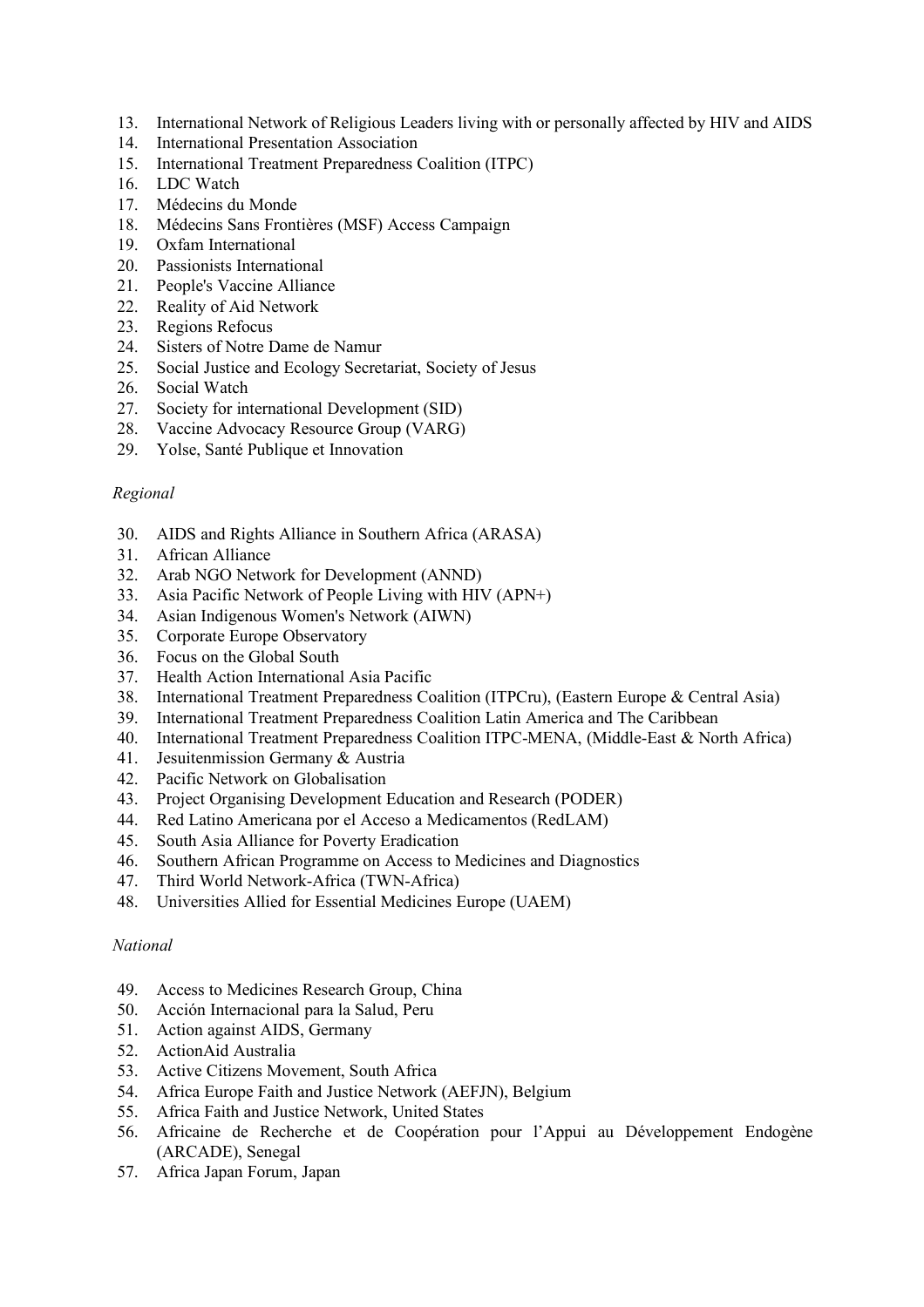13. International Network of Religious Leaders living with or personally affected by HIV and AIDS
14. International Presentation Association
15. International Treatment Preparedness Coalition (ITPC)
16. LDC Watch
17. Médecins du Monde
18. Médecins Sans Frontières (MSF) Access Campaign
19. Oxfam International
20. Passionists International
21. People's Vaccine Alliance
22. Reality of Aid Network
23. Regions Refocus
24. Sisters of Notre Dame de Namur
25. Social Justice and Ecology Secretariat, Society of Jesus
26. Social Watch
27. Society for international Development (SID)
28. Vaccine Advocacy Resource Group (VARG)
29. Yolse, Santé Publique et Innovation

*Regional*

30. AIDS and Rights Alliance in Southern Africa (ARASA)
31. African Alliance
32. Arab NGO Network for Development (ANND)
33. Asia Pacific Network of People Living with HIV (APN+)
34. Asian Indigenous Women's Network (AIWN)
35. Corporate Europe Observatory
36. Focus on the Global South
37. Health Action International Asia Pacific
38. International Treatment Preparedness Coalition (ITPCru), (Eastern Europe & Central Asia)
39. International Treatment Preparedness Coalition Latin America and The Caribbean
40. International Treatment Preparedness Coalition ITPC-MENA, (Middle-East & North Africa)
41. Jesuitenmission Germany & Austria
42. Pacific Network on Globalisation
43. Project Organising Development Education and Research (PODER)
44. Red Latino Americana por el Acceso a Medicamentos (RedLAM)
45. South Asia Alliance for Poverty Eradication
46. Southern African Programme on Access to Medicines and Diagnostics
47. Third World Network-Africa (TWN-Africa)
48. Universities Allied for Essential Medicines Europe (UAEM)

*National*

49. Access to Medicines Research Group, China
50. Acción Internacional para la Salud, Peru
51. Action against AIDS, Germany
52. ActionAid Australia
53. Active Citizens Movement, South Africa
54. Africa Europe Faith and Justice Network (AEFJN), Belgium
55. Africa Faith and Justice Network, United States
56. Africaine de Recherche et de Coopération pour l'Appui au Développement Endogène (ARCADE), Senegal
57. Africa Japan Forum, Japan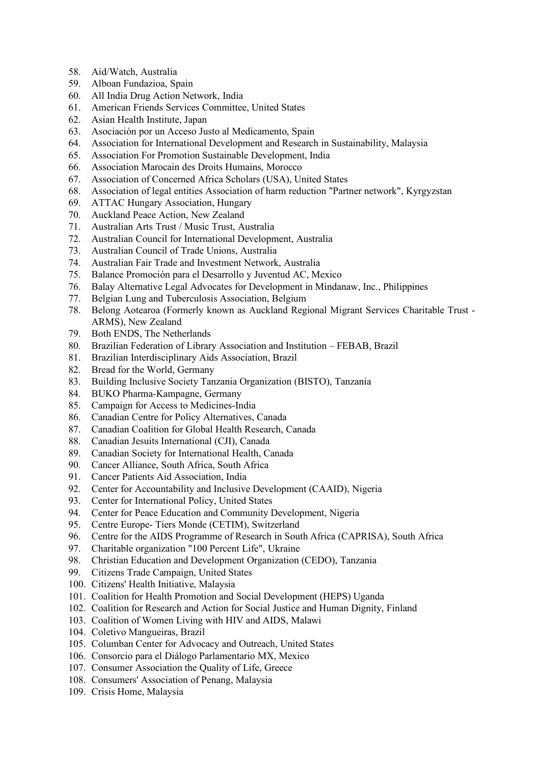58. Aid/Watch, Australia
59. Alboan Fundazioa, Spain
60. All India Drug Action Network, India
61. American Friends Services Committee, United States
62. Asian Health Institute, Japan
63. Asociación por un Acceso Justo al Medicamento, Spain
64. Association for International Development and Research in Sustainability, Malaysia
65. Association For Promotion Sustainable Development, India
66. Association Marocain des Droits Humains, Morocco
67. Association of Concerned Africa Scholars (USA), United States
68. Association of legal entities Association of harm reduction "Partner network", Kyrgyzstan
69. ATTAC Hungary Association, Hungary
70. Auckland Peace Action, New Zealand
71. Australian Arts Trust / Music Trust, Australia
72. Australian Council for International Development, Australia
73. Australian Council of Trade Unions, Australia
74. Australian Fair Trade and Investment Network, Australia
75. Balance Promoción para el Desarrollo y Juventud AC, Mexico
76. Balay Alternative Legal Advocates for Development in Mindanaw, Inc., Philippines
77. Belgian Lung and Tuberculosis Association, Belgium
78. Belong Aotearoa (Formerly known as Auckland Regional Migrant Services Charitable Trust - ARMS), New Zealand
79. Both ENDS, The Netherlands
80. Brazilian Federation of Library Association and Institution – FEBAB, Brazil
81. Brazilian Interdisciplinary Aids Association, Brazil
82. Bread for the World, Germany
83. Building Inclusive Society Tanzania Organization (BISTO), Tanzania
84. BUKO Pharma-Kampagne, Germany
85. Campaign for Access to Medicines-India
86. Canadian Centre for Policy Alternatives, Canada
87. Canadian Coalition for Global Health Research, Canada
88. Canadian Jesuits International (CJI), Canada
89. Canadian Society for International Health, Canada
90. Cancer Alliance, South Africa, South Africa
91. Cancer Patients Aid Association, India
92. Center for Accountability and Inclusive Development (CAAID), Nigeria
93. Center for International Policy, United States
94. Center for Peace Education and Community Development, Nigeria
95. Centre Europe- Tiers Monde (CETIM), Switzerland
96. Centre for the AIDS Programme of Research in South Africa (CAPRISA), South Africa
97. Charitable organization "100 Percent Life", Ukraine
98. Christian Education and Development Organization (CEDO), Tanzania
99. Citizens Trade Campaign, United States
100. Citizens' Health Initiative, Malaysia
101. Coalition for Health Promotion and Social Development (HEPS) Uganda
102. Coalition for Research and Action for Social Justice and Human Dignity, Finland
103. Coalition of Women Living with HIV and AIDS, Malawi
104. Coletivo Mangueiras, Brazil
105. Columban Center for Advocacy and Outreach, United States
106. Consorcio para el Diálogo Parlamentario MX, Mexico
107. Consumer Association the Quality of Life, Greece
108. Consumers' Association of Penang, Malaysia
109. Crisis Home, Malaysia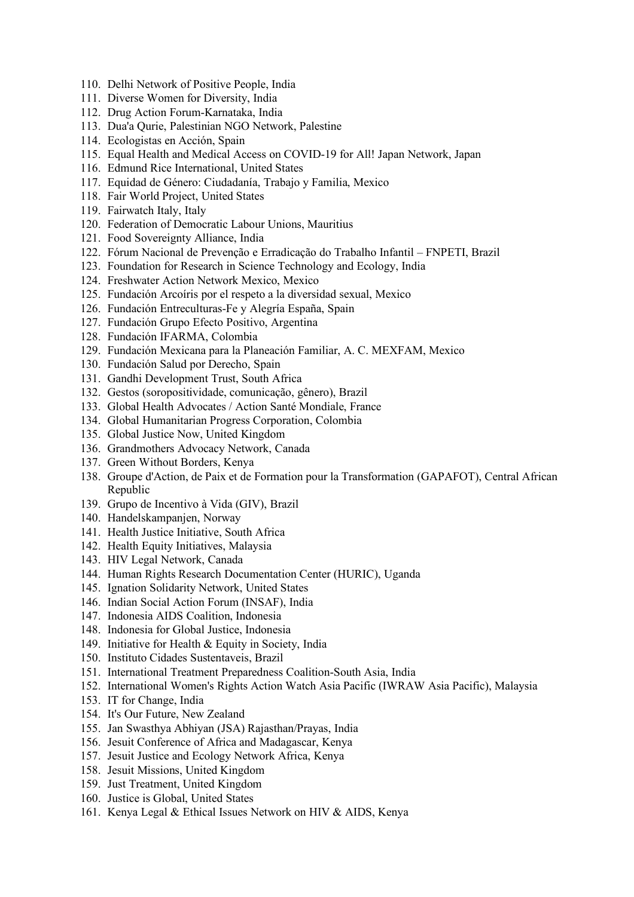110. Delhi Network of Positive People, India
111. Diverse Women for Diversity, India
112. Drug Action Forum-Karnataka, India
113. Dua'a Qurie, Palestinian NGO Network, Palestine
114. Ecologistas en Acción, Spain
115. Equal Health and Medical Access on COVID-19 for All! Japan Network, Japan
116. Edmund Rice International, United States
117. Equidad de Género: Ciudadanía, Trabajo y Familia, Mexico
118. Fair World Project, United States
119. Fairwatch Italy, Italy
120. Federation of Democratic Labour Unions, Mauritius
121. Food Sovereignty Alliance, India
122. Fórum Nacional de Prevenção e Erradicação do Trabalho Infantil – FNPETI, Brazil
123. Foundation for Research in Science Technology and Ecology, India
124. Freshwater Action Network Mexico, Mexico
125. Fundación Arcoíris por el respeto a la diversidad sexual, Mexico
126. Fundación Entreculturas-Fe y Alegría España, Spain
127. Fundación Grupo Efecto Positivo, Argentina
128. Fundación IFARMA, Colombia
129. Fundación Mexicana para la Planeación Familiar, A. C. MEXFAM, Mexico
130. Fundación Salud por Derecho, Spain
131. Gandhi Development Trust, South Africa
132. Gestos (soropositividade, comunicação, gênero), Brazil
133. Global Health Advocates / Action Santé Mondiale, France
134. Global Humanitarian Progress Corporation, Colombia
135. Global Justice Now, United Kingdom
136. Grandmothers Advocacy Network, Canada
137. Green Without Borders, Kenya
138. Groupe d'Action, de Paix et de Formation pour la Transformation (GAPAFOT), Central African Republic
139. Grupo de Incentivo à Vida (GIV), Brazil
140. Handelskampanjen, Norway
141. Health Justice Initiative, South Africa
142. Health Equity Initiatives, Malaysia
143. HIV Legal Network, Canada
144. Human Rights Research Documentation Center (HURIC), Uganda
145. Ignation Solidarity Network, United States
146. Indian Social Action Forum (INSAF), India
147. Indonesia AIDS Coalition, Indonesia
148. Indonesia for Global Justice, Indonesia
149. Initiative for Health & Equity in Society, India
150. Instituto Cidades Sustentaveis, Brazil
151. International Treatment Preparedness Coalition-South Asia, India
152. International Women's Rights Action Watch Asia Pacific (IWRAW Asia Pacific), Malaysia
153. IT for Change, India
154. It's Our Future, New Zealand
155. Jan Swasthya Abhiyan (JSA) Rajasthan/Prayas, India
156. Jesuit Conference of Africa and Madagascar, Kenya
157. Jesuit Justice and Ecology Network Africa, Kenya
158. Jesuit Missions, United Kingdom
159. Just Treatment, United Kingdom
160. Justice is Global, United States
161. Kenya Legal & Ethical Issues Network on HIV & AIDS, Kenya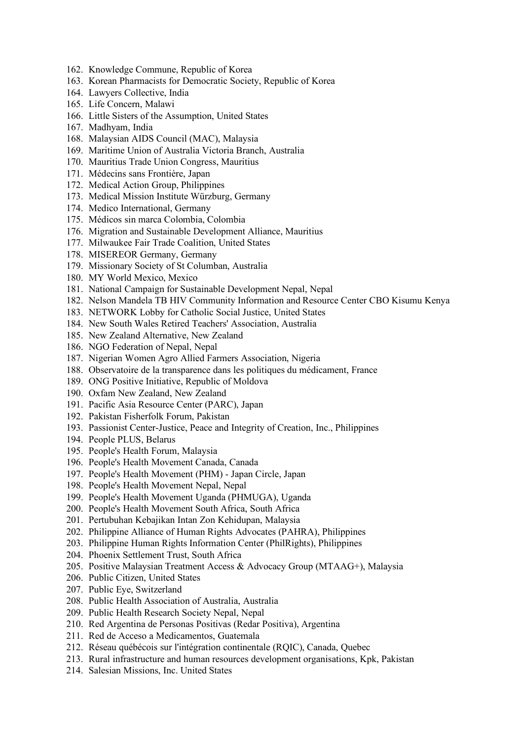162. Knowledge Commune, Republic of Korea
163. Korean Pharmacists for Democratic Society, Republic of Korea
164. Lawyers Collective, India
165. Life Concern, Malawi
166. Little Sisters of the Assumption, United States
167. Madhyam, India
168. Malaysian AIDS Council (MAC), Malaysia
169. Maritime Union of Australia Victoria Branch, Australia
170. Mauritius Trade Union Congress, Mauritius
171. Médecins sans Frontière, Japan
172. Medical Action Group, Philippines
173. Medical Mission Institute Würzburg, Germany
174. Medico International, Germany
175. Médicos sin marca Colombia, Colombia
176. Migration and Sustainable Development Alliance, Mauritius
177. Milwaukee Fair Trade Coalition, United States
178. MISEREOR Germany, Germany
179. Missionary Society of St Columban, Australia
180. MY World Mexico, Mexico
181. National Campaign for Sustainable Development Nepal, Nepal
182. Nelson Mandela TB HIV Community Information and Resource Center CBO Kisumu Kenya
183. NETWORK Lobby for Catholic Social Justice, United States
184. New South Wales Retired Teachers' Association, Australia
185. New Zealand Alternative, New Zealand
186. NGO Federation of Nepal, Nepal
187. Nigerian Women Agro Allied Farmers Association, Nigeria
188. Observatoire de la transparence dans les politiques du médicament, France
189. ONG Positive Initiative, Republic of Moldova
190. Oxfam New Zealand, New Zealand
191. Pacific Asia Resource Center (PARC), Japan
192. Pakistan Fisherfolk Forum, Pakistan
193. Passionist Center-Justice, Peace and Integrity of Creation, Inc., Philippines
194. People PLUS, Belarus
195. People's Health Forum, Malaysia
196. People's Health Movement Canada, Canada
197. People's Health Movement (PHM) - Japan Circle, Japan
198. People's Health Movement Nepal, Nepal
199. People's Health Movement Uganda (PHMUGA), Uganda
200. People's Health Movement South Africa, South Africa
201. Pertubuhan Kebajikan Intan Zon Kehidupan, Malaysia
202. Philippine Alliance of Human Rights Advocates (PAHRA), Philippines
203. Philippine Human Rights Information Center (PhilRights), Philippines
204. Phoenix Settlement Trust, South Africa
205. Positive Malaysian Treatment Access & Advocacy Group (MTAAG+), Malaysia
206. Public Citizen, United States
207. Public Eye, Switzerland
208. Public Health Association of Australia, Australia
209. Public Health Research Society Nepal, Nepal
210. Red Argentina de Personas Positivas (Redar Positiva), Argentina
211. Red de Acceso a Medicamentos, Guatemala
212. Réseau québécois sur l'intégration continentale (RQIC), Canada, Quebec
213. Rural infrastructure and human resources development organisations, Kpk, Pakistan
214. Salesian Missions, Inc. United States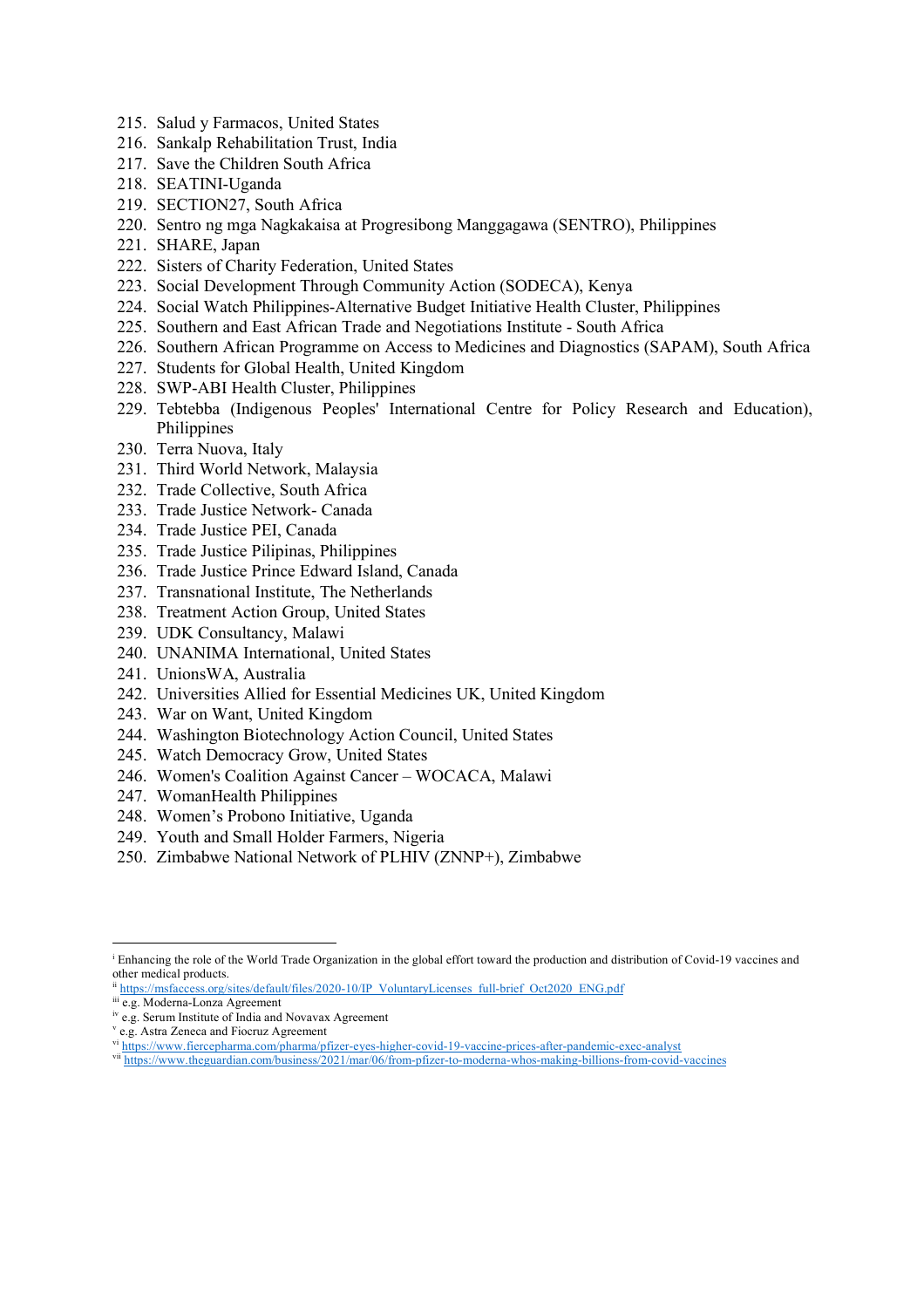215. Salud y Farmacos, United States
216. Sankalp Rehabilitation Trust, India
217. Save the Children South Africa
218. SEATINI-Uganda
219. SECTION27, South Africa
220. Sentro ng mga Nagkakaisa at Progresibong Manggagawa (SENTRO), Philippines
221. SHARE, Japan
222. Sisters of Charity Federation, United States
223. Social Development Through Community Action (SODECA), Kenya
224. Social Watch Philippines-Alternative Budget Initiative Health Cluster, Philippines
225. Southern and East African Trade and Negotiations Institute - South Africa
226. Southern African Programme on Access to Medicines and Diagnostics (SAPAM), South Africa
227. Students for Global Health, United Kingdom
228. SWP-ABI Health Cluster, Philippines
229. Tebtebba (Indigenous Peoples' International Centre for Policy Research and Education), Philippines
230. Terra Nuova, Italy
231. Third World Network, Malaysia
232. Trade Collective, South Africa
233. Trade Justice Network- Canada
234. Trade Justice PEI, Canada
235. Trade Justice Pilipinas, Philippines
236. Trade Justice Prince Edward Island, Canada
237. Transnational Institute, The Netherlands
238. Treatment Action Group, United States
239. UDK Consultancy, Malawi
240. UNANIMA International, United States
241. UnionsWA, Australia
242. Universities Allied for Essential Medicines UK, United Kingdom
243. War on Want, United Kingdom
244. Washington Biotechnology Action Council, United States
245. Watch Democracy Grow, United States
246. Women's Coalition Against Cancer – WOCACA, Malawi
247. WomanHealth Philippines
248. Women's Probono Initiative, Uganda
249. Youth and Small Holder Farmers, Nigeria
250. Zimbabwe National Network of PLHIV (ZNNP+), Zimbabwe

---

[i] Enhancing the role of the World Trade Organization in the global effort toward the production and distribution of Covid-19 vaccines and other medical products.

[ii] https://msfaccess.org/sites/default/files/2020-10/IP_VoluntaryLicenses_full-brief_Oct2020_ENG.pdf

[iii] e.g. Moderna-Lonza Agreement

[iv] e.g. Serum Institute of India and Novavax Agreement

[v] e.g. Astra Zeneca and Fiocruz Agreement

[vi] https://www.fiercepharma.com/pharma/pfizer-eyes-higher-covid-19-vaccine-prices-after-pandemic-exec-analyst

[vii] https://www.theguardian.com/business/2021/mar/06/from-pfizer-to-moderna-whos-making-billions-from-covid-vaccines